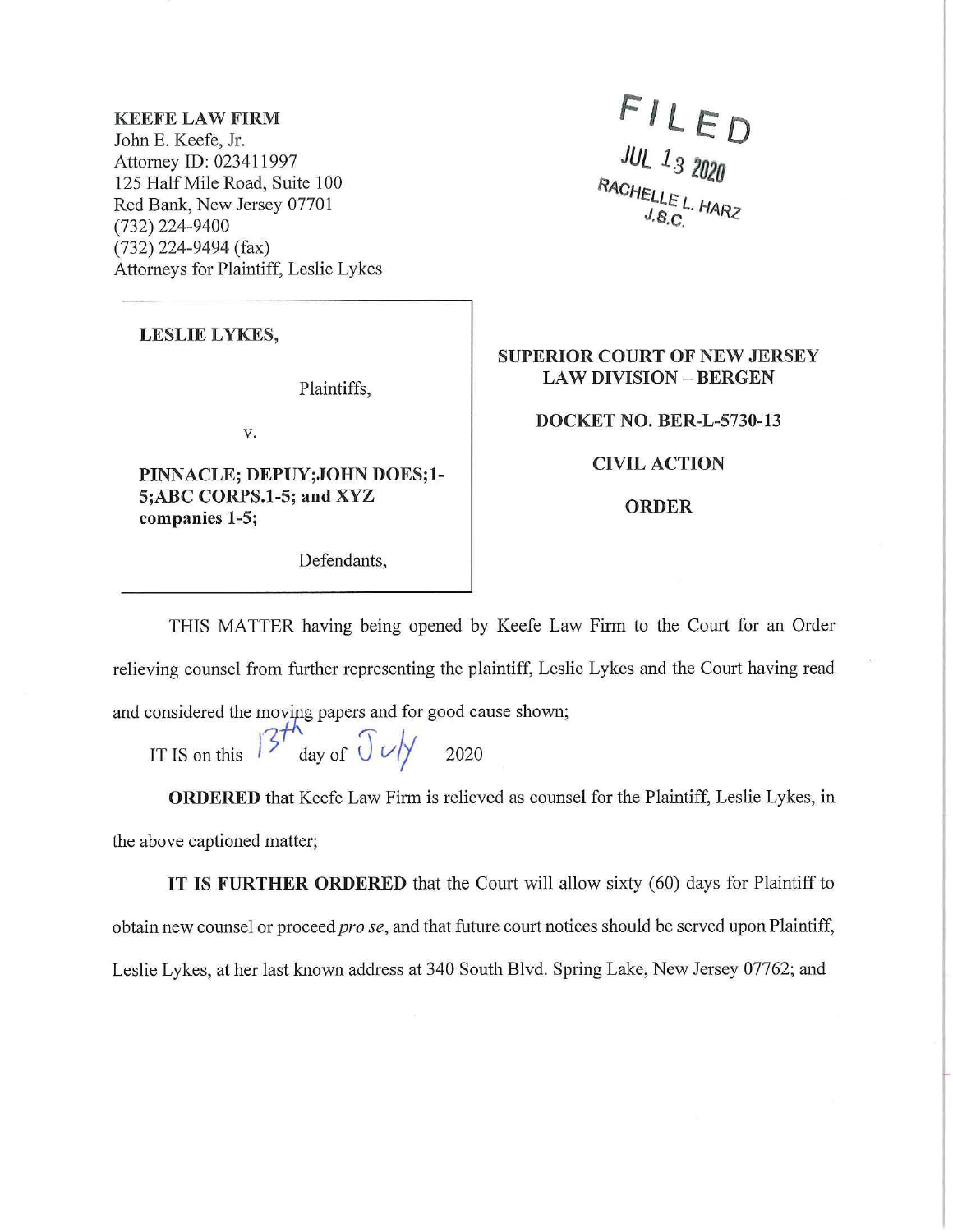**KEEFE LAW FIRM**
John E. Keefe, Jr.
Attorney ID: 023411997
125 Half Mile Road, Suite 100
Red Bank, New Jersey 07701
(732) 224-9400
(732) 224-9494 (fax)
Attorneys for Plaintiff, Leslie Lykes

FILED
JUL 13 2020
RACHELLE L. HARZ
J.S.C.

| | |
|---|---|
| **LESLIE LYKES,**<br><br>Plaintiffs,<br><br>v.<br><br>**PINNACLE; DEPUY;JOHN DOES;1-5;ABC CORPS.1-5; and XYZ companies 1-5;**<br><br>Defendants, | **SUPERIOR COURT OF NEW JERSEY LAW DIVISION – BERGEN**<br><br>**DOCKET NO. BER-L-5730-13**<br><br>**CIVIL ACTION**<br><br>**ORDER** |

THIS MATTER having being opened by Keefe Law Firm to the Court for an Order relieving counsel from further representing the plaintiff, Leslie Lykes and the Court having read and considered the moving papers and for good cause shown;

IT IS on this 13th day of July 2020

**ORDERED** that Keefe Law Firm is relieved as counsel for the Plaintiff, Leslie Lykes, in the above captioned matter;

**IT IS FURTHER ORDERED** that the Court will allow sixty (60) days for Plaintiff to obtain new counsel or proceed *pro se*, and that future court notices should be served upon Plaintiff, Leslie Lykes, at her last known address at 340 South Blvd. Spring Lake, New Jersey 07762; and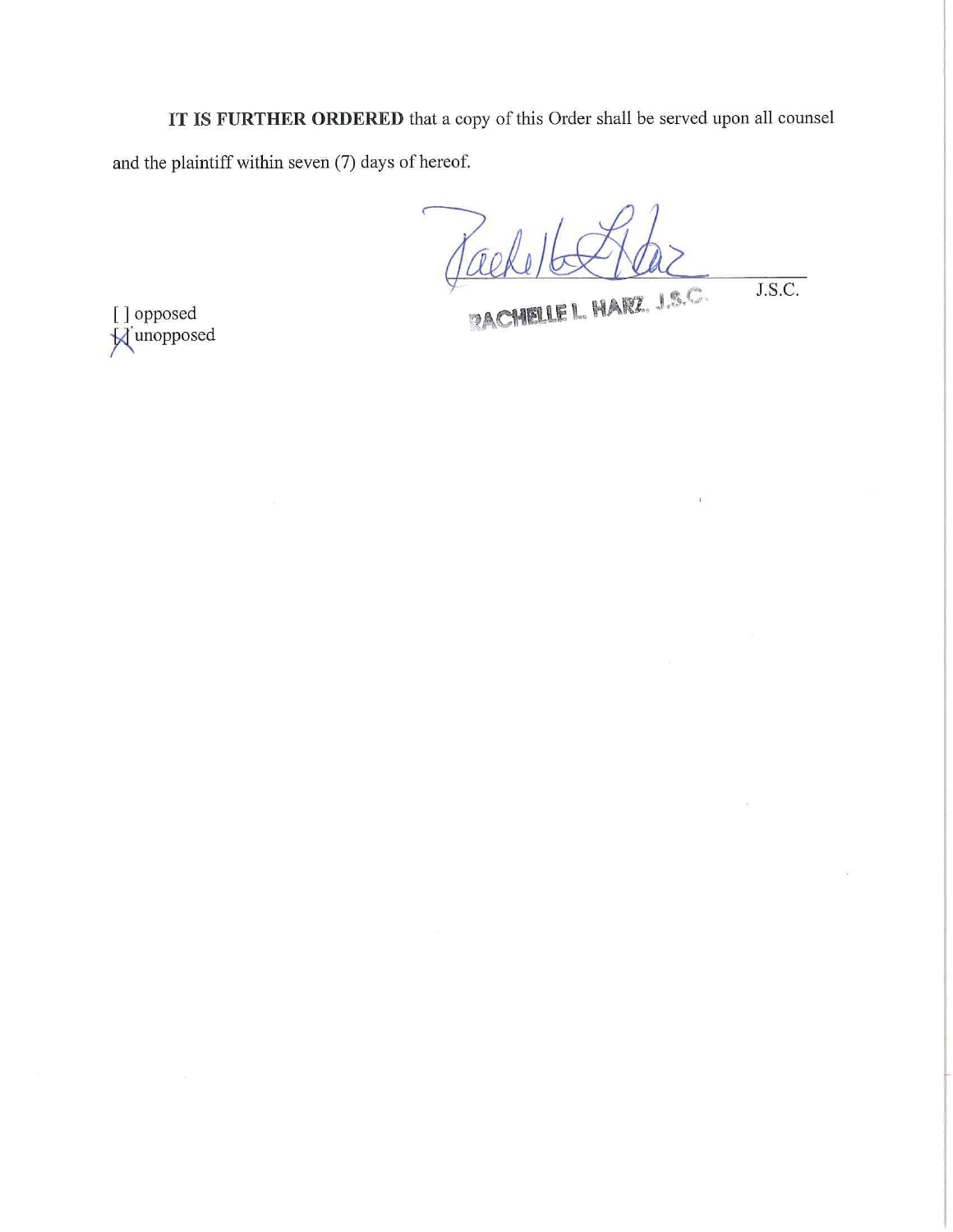**IT IS FURTHER ORDERED** that a copy of this Order shall be served upon all counsel and the plaintiff within seven (7) days of hereof.

RACHELLE L. HARZ, J.S.C.

J.S.C.

[ ] opposed
[X] unopposed